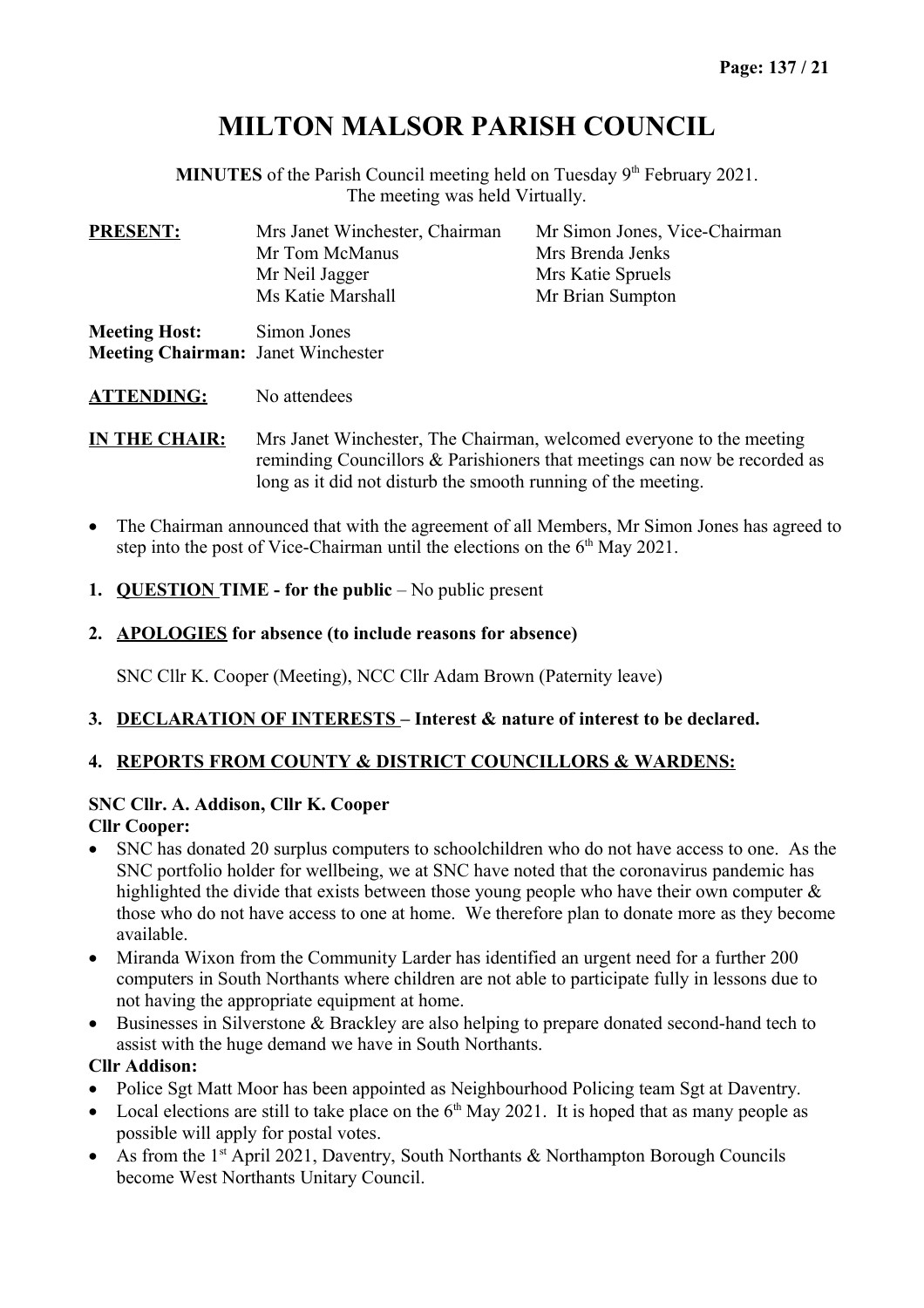# MILTON MALSOR PARISH COUNCIL

**MINUTES** of the Parish Council meeting held on Tuesday 9th February 2021.
The meeting was held Virtually.

| **PRESENT:** | Mrs Janet Winchester, Chairman | Mr Simon Jones, Vice-Chairman |
|---|---|---|
| | Mr Tom McManus | Mrs Brenda Jenks |
| | Mr Neil Jagger | Mrs Katie Spruels |
| | Ms Katie Marshall | Mr Brian Sumpton |

**Meeting Host:** Simon Jones
**Meeting Chairman:** Janet Winchester

**ATTENDING:** No attendees

**IN THE CHAIR:** Mrs Janet Winchester, The Chairman, welcomed everyone to the meeting reminding Councillors & Parishioners that meetings can now be recorded as long as it did not disturb the smooth running of the meeting.

- The Chairman announced that with the agreement of all Members, Mr Simon Jones has agreed to step into the post of Vice-Chairman until the elections on the 6th May 2021.

1. **QUESTION TIME - for the public** – No public present

2. **APOLOGIES for absence (to include reasons for absence)**

   SNC Cllr K. Cooper (Meeting), NCC Cllr Adam Brown (Paternity leave)

3. **DECLARATION OF INTERESTS – Interest & nature of interest to be declared.**

4. **REPORTS FROM COUNTY & DISTRICT COUNCILLORS & WARDENS:**

**SNC Cllr. A. Addison, Cllr K. Cooper**

**Cllr Cooper:**

- SNC has donated 20 surplus computers to schoolchildren who do not have access to one. As the SNC portfolio holder for wellbeing, we at SNC have noted that the coronavirus pandemic has highlighted the divide that exists between those young people who have their own computer & those who do not have access to one at home. We therefore plan to donate more as they become available.
- Miranda Wixon from the Community Larder has identified an urgent need for a further 200 computers in South Northants where children are not able to participate fully in lessons due to not having the appropriate equipment at home.
- Businesses in Silverstone & Brackley are also helping to prepare donated second-hand tech to assist with the huge demand we have in South Northants.

**Cllr Addison:**

- Police Sgt Matt Moor has been appointed as Neighbourhood Policing team Sgt at Daventry.
- Local elections are still to take place on the 6th May 2021. It is hoped that as many people as possible will apply for postal votes.
- As from the 1st April 2021, Daventry, South Northants & Northampton Borough Councils become West Northants Unitary Council.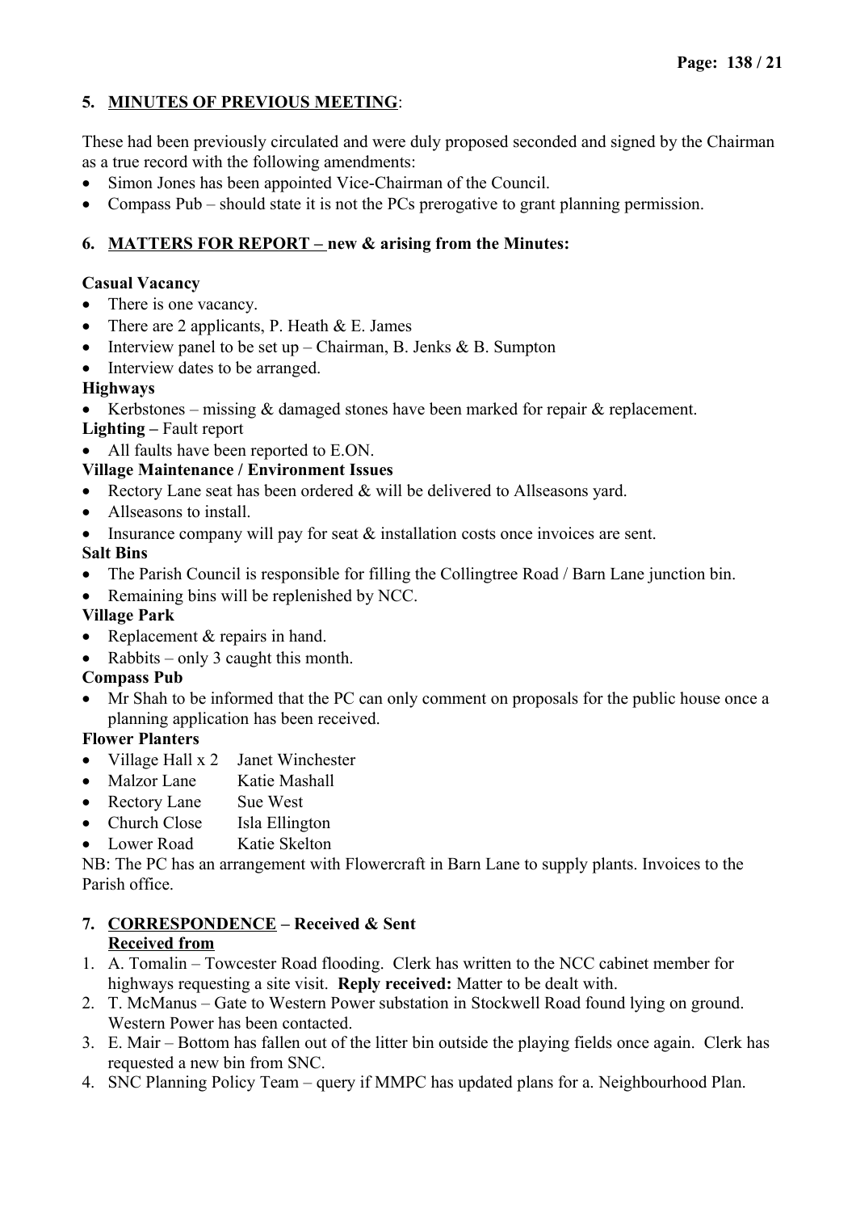## 5. MINUTES OF PREVIOUS MEETING:

These had been previously circulated and were duly proposed seconded and signed by the Chairman as a true record with the following amendments:

- Simon Jones has been appointed Vice-Chairman of the Council.
- Compass Pub – should state it is not the PCs prerogative to grant planning permission.

## 6. MATTERS FOR REPORT – new & arising from the Minutes:

**Casual Vacancy**

- There is one vacancy.
- There are 2 applicants, P. Heath & E. James
- Interview panel to be set up – Chairman, B. Jenks & B. Sumpton
- Interview dates to be arranged.

**Highways**

- Kerbstones – missing & damaged stones have been marked for repair & replacement.

**Lighting –** Fault report

- All faults have been reported to E.ON.

**Village Maintenance / Environment Issues**

- Rectory Lane seat has been ordered & will be delivered to Allseasons yard.
- Allseasons to install.
- Insurance company will pay for seat & installation costs once invoices are sent.

**Salt Bins**

- The Parish Council is responsible for filling the Collingtree Road / Barn Lane junction bin.
- Remaining bins will be replenished by NCC.

**Village Park**

- Replacement & repairs in hand.
- Rabbits – only 3 caught this month.

**Compass Pub**

- Mr Shah to be informed that the PC can only comment on proposals for the public house once a planning application has been received.

**Flower Planters**

- Village Hall x 2 Janet Winchester
- Malzor Lane Katie Mashall
- Rectory Lane Sue West
- Church Close Isla Ellington
- Lower Road Katie Skelton

NB: The PC has an arrangement with Flowercraft in Barn Lane to supply plants. Invoices to the Parish office.

## 7. CORRESPONDENCE – Received & Sent

**Received from**

1. A. Tomalin – Towcester Road flooding. Clerk has written to the NCC cabinet member for highways requesting a site visit. **Reply received:** Matter to be dealt with.
2. T. McManus – Gate to Western Power substation in Stockwell Road found lying on ground. Western Power has been contacted.
3. E. Mair – Bottom has fallen out of the litter bin outside the playing fields once again. Clerk has requested a new bin from SNC.
4. SNC Planning Policy Team – query if MMPC has updated plans for a. Neighbourhood Plan.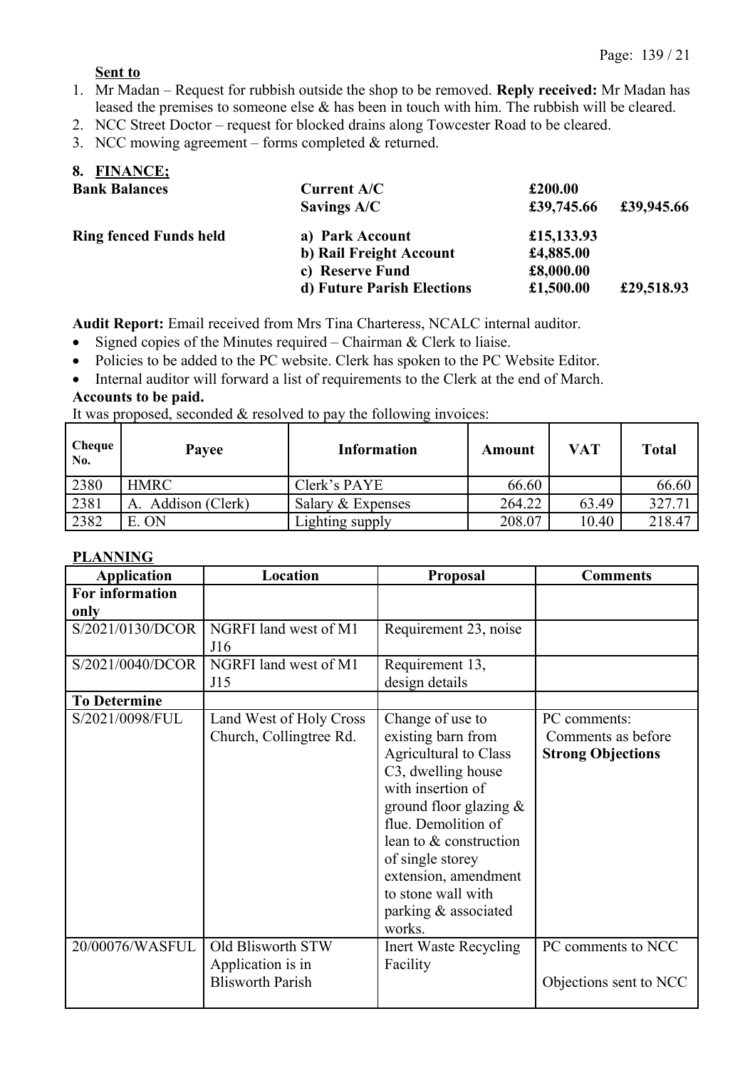**Sent to**

1. Mr Madan – Request for rubbish outside the shop to be removed. **Reply received:** Mr Madan has leased the premises to someone else & has been in touch with him. The rubbish will be cleared.
2. NCC Street Doctor – request for blocked drains along Towcester Road to be cleared.
3. NCC mowing agreement – forms completed & returned.

## 8. FINANCE;

| **Bank Balances** | **Current A/C** | **£200.00** | |
|---|---|---|---|
| | **Savings A/C** | **£39,745.66** | **£39,945.66** |
| **Ring fenced Funds held** | **a) Park Account** | **£15,133.93** | |
| | **b) Rail Freight Account** | **£4,885.00** | |
| | **c) Reserve Fund** | **£8,000.00** | |
| | **d) Future Parish Elections** | **£1,500.00** | **£29,518.93** |

**Audit Report:** Email received from Mrs Tina Charteress, NCALC internal auditor.

- Signed copies of the Minutes required – Chairman & Clerk to liaise.
- Policies to be added to the PC website. Clerk has spoken to the PC Website Editor.
- Internal auditor will forward a list of requirements to the Clerk at the end of March.

**Accounts to be paid.**

It was proposed, seconded & resolved to pay the following invoices:

| Cheque No. | Payee | Information | Amount | VAT | Total |
|---|---|---|---|---|---|
| 2380 | HMRC | Clerk's PAYE | 66.60 | | 66.60 |
| 2381 | A. Addison (Clerk) | Salary & Expenses | 264.22 | 63.49 | 327.71 |
| 2382 | E. ON | Lighting supply | 208.07 | 10.40 | 218.47 |

**PLANNING**

| Application | Location | Proposal | Comments |
|---|---|---|---|
| **For information only** | | | |
| S/2021/0130/DCOR | NGRFI land west of M1 J16 | Requirement 23, noise | |
| S/2021/0040/DCOR | NGRFI land west of M1 J15 | Requirement 13, design details | |
| **To Determine** | | | |
| S/2021/0098/FUL | Land West of Holy Cross Church, Collingtree Rd. | Change of use to existing barn from Agricultural to Class C3, dwelling house with insertion of ground floor glazing & flue. Demolition of lean to & construction of single storey extension, amendment to stone wall with parking & associated works. | PC comments: Comments as before **Strong Objections** |
| 20/00076/WASFUL | Old Blisworth STW Application is in Blisworth Parish | Inert Waste Recycling Facility | PC comments to NCC Objections sent to NCC |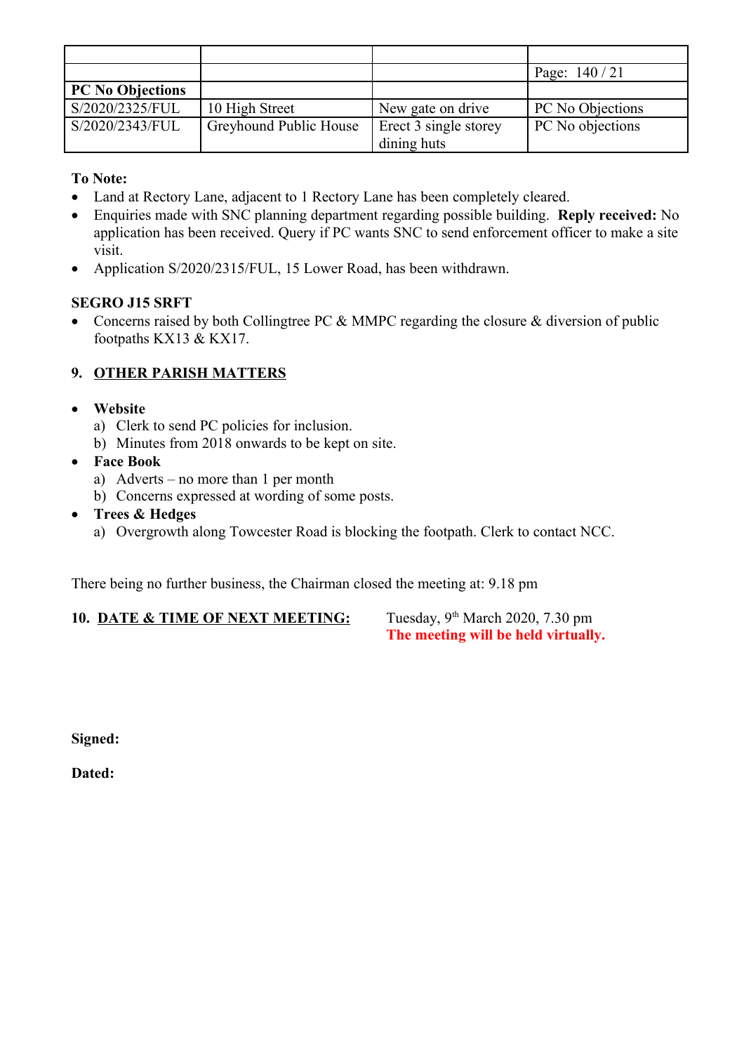| | | | |
|---|---|---|---|
| | | | |
| | | | Page: 140 / 21 |
| **PC No Objections** | | | |
| S/2020/2325/FUL | 10 High Street | New gate on drive | PC No Objections |
| S/2020/2343/FUL | Greyhound Public House | Erect 3 single storey dining huts | PC No objections |

**To Note:**

- Land at Rectory Lane, adjacent to 1 Rectory Lane has been completely cleared.
- Enquiries made with SNC planning department regarding possible building. **Reply received:** No application has been received. Query if PC wants SNC to send enforcement officer to make a site visit.
- Application S/2020/2315/FUL, 15 Lower Road, has been withdrawn.

**SEGRO J15 SRFT**

- Concerns raised by both Collingtree PC & MMPC regarding the closure & diversion of public footpaths KX13 & KX17.

## 9. OTHER PARISH MATTERS

- **Website**
  a) Clerk to send PC policies for inclusion.
  b) Minutes from 2018 onwards to be kept on site.
- **Face Book**
  a) Adverts – no more than 1 per month
  b) Concerns expressed at wording of some posts.
- **Trees & Hedges**
  a) Overgrowth along Towcester Road is blocking the footpath. Clerk to contact NCC.

There being no further business, the Chairman closed the meeting at: 9.18 pm

**10. DATE & TIME OF NEXT MEETING:** Tuesday, 9th March 2020, 7.30 pm
**The meeting will be held virtually.**

**Signed:**

**Dated:**